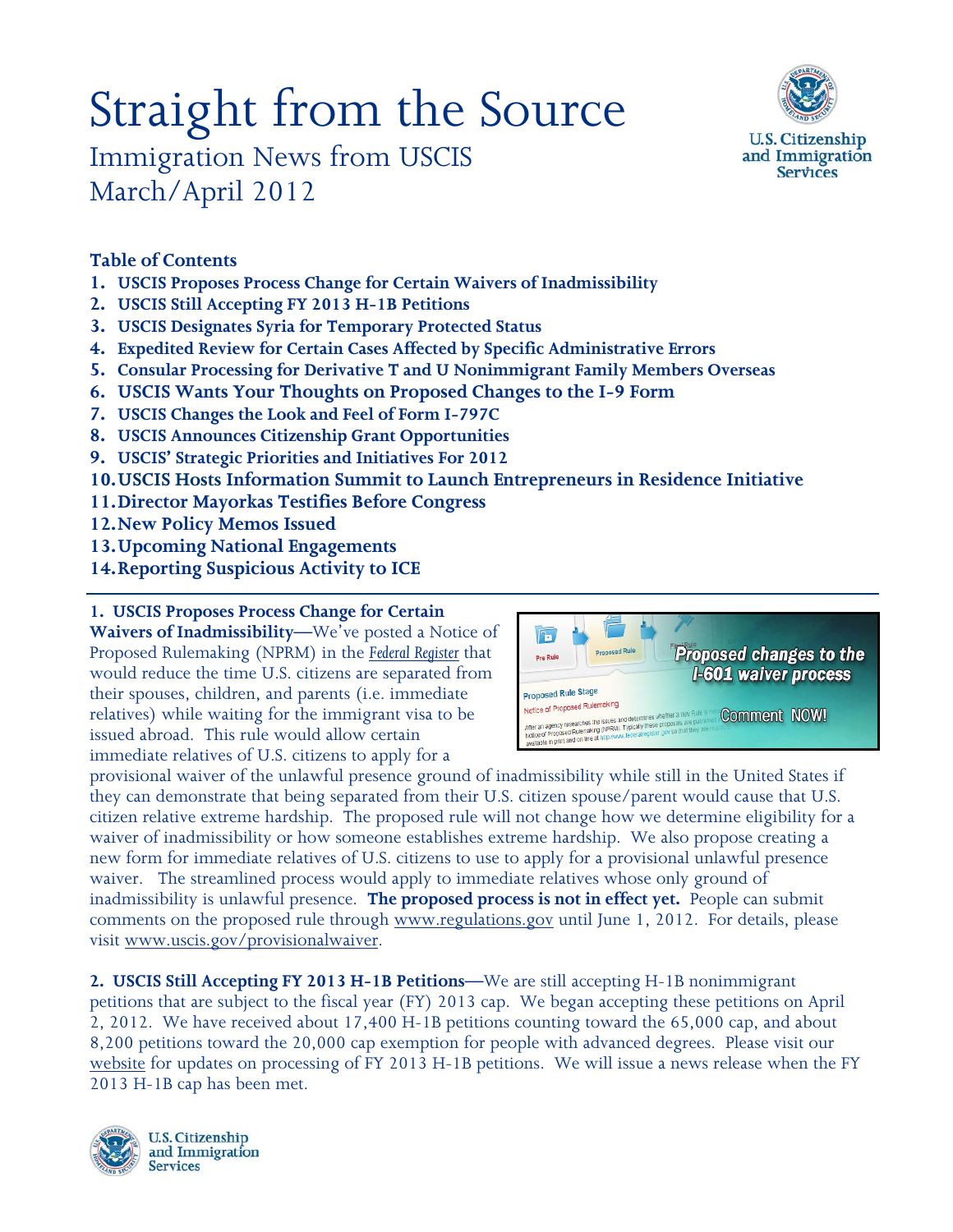# Straight from the Source

Immigration News from USCIS
March/April 2012

**Table of Contents**

1. **USCIS Proposes Process Change for Certain Waivers of Inadmissibility**
2. **USCIS Still Accepting FY 2013 H-1B Petitions**
3. **USCIS Designates Syria for Temporary Protected Status**
4. **Expedited Review for Certain Cases Affected by Specific Administrative Errors**
5. **Consular Processing for Derivative T and U Nonimmigrant Family Members Overseas**
6. **USCIS Wants Your Thoughts on Proposed Changes to the I-9 Form**
7. **USCIS Changes the Look and Feel of Form I-797C**
8. **USCIS Announces Citizenship Grant Opportunities**
9. **USCIS' Strategic Priorities and Initiatives For 2012**
10. **USCIS Hosts Information Summit to Launch Entrepreneurs in Residence Initiative**
11. **Director Mayorkas Testifies Before Congress**
12. **New Policy Memos Issued**
13. **Upcoming National Engagements**
14. **Reporting Suspicious Activity to ICE**

---

**1. USCIS Proposes Process Change for Certain Waivers of Inadmissibility—**We've posted a Notice of Proposed Rulemaking (NPRM) in the *Federal Register* that would reduce the time U.S. citizens are separated from their spouses, children, and parents (i.e. immediate relatives) while waiting for the immigrant visa to be issued abroad. This rule would allow certain immediate relatives of U.S. citizens to apply for a provisional waiver of the unlawful presence ground of inadmissibility while still in the United States if they can demonstrate that being separated from their U.S. citizen spouse/parent would cause that U.S. citizen relative extreme hardship. The proposed rule will not change how we determine eligibility for a waiver of inadmissibility or how someone establishes extreme hardship. We also propose creating a new form for immediate relatives of U.S. citizens to use to apply for a provisional unlawful presence waiver. The streamlined process would apply to immediate relatives whose only ground of inadmissibility is unlawful presence. **The proposed process is not in effect yet.** People can submit comments on the proposed rule through www.regulations.gov until June 1, 2012. For details, please visit www.uscis.gov/provisionalwaiver.

**2. USCIS Still Accepting FY 2013 H-1B Petitions—**We are still accepting H-1B nonimmigrant petitions that are subject to the fiscal year (FY) 2013 cap. We began accepting these petitions on April 2, 2012. We have received about 17,400 H-1B petitions counting toward the 65,000 cap, and about 8,200 petitions toward the 20,000 cap exemption for people with advanced degrees. Please visit our website for updates on processing of FY 2013 H-1B petitions. We will issue a news release when the FY 2013 H-1B cap has been met.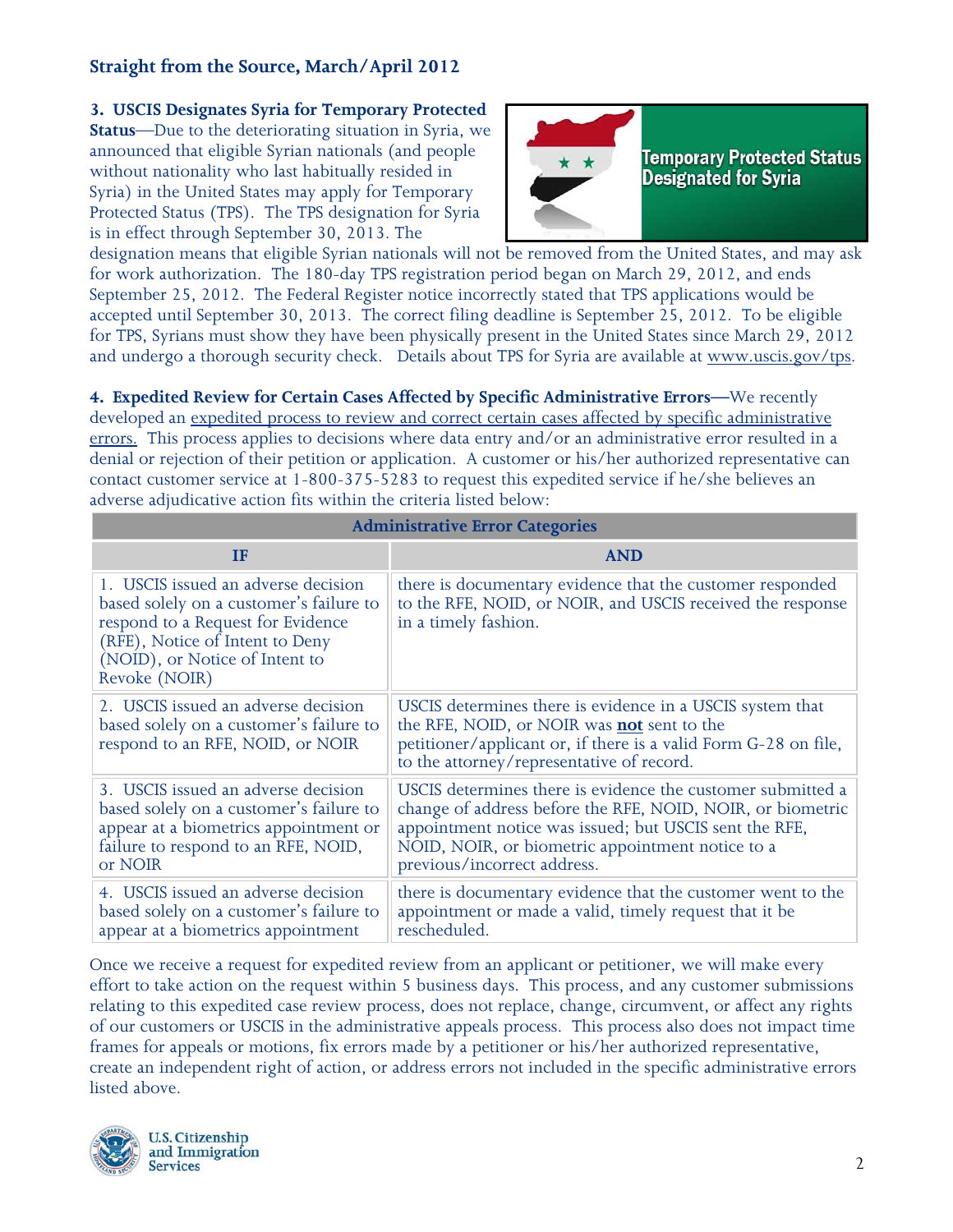**Straight from the Source, March/April 2012**

**3. USCIS Designates Syria for Temporary Protected Status**—Due to the deteriorating situation in Syria, we announced that eligible Syrian nationals (and people without nationality who last habitually resided in Syria) in the United States may apply for Temporary Protected Status (TPS). The TPS designation for Syria is in effect through September 30, 2013. The designation means that eligible Syrian nationals will not be removed from the United States, and may ask for work authorization. The 180-day TPS registration period began on March 29, 2012, and ends September 25, 2012. The Federal Register notice incorrectly stated that TPS applications would be accepted until September 30, 2013. The correct filing deadline is September 25, 2012. To be eligible for TPS, Syrians must show they have been physically present in the United States since March 29, 2012 and undergo a thorough security check. Details about TPS for Syria are available at www.uscis.gov/tps.

**4. Expedited Review for Certain Cases Affected by Specific Administrative Errors**—We recently developed an expedited process to review and correct certain cases affected by specific administrative errors. This process applies to decisions where data entry and/or an administrative error resulted in a denial or rejection of their petition or application. A customer or his/her authorized representative can contact customer service at 1-800-375-5283 to request this expedited service if he/she believes an adverse adjudicative action fits within the criteria listed below:

| Administrative Error Categories | |
|---|---|
| **IF** | **AND** |
| 1. USCIS issued an adverse decision based solely on a customer's failure to respond to a Request for Evidence (RFE), Notice of Intent to Deny (NOID), or Notice of Intent to Revoke (NOIR) | there is documentary evidence that the customer responded to the RFE, NOID, or NOIR, and USCIS received the response in a timely fashion. |
| 2. USCIS issued an adverse decision based solely on a customer's failure to respond to an RFE, NOID, or NOIR | USCIS determines there is evidence in a USCIS system that the RFE, NOID, or NOIR was **not** sent to the petitioner/applicant or, if there is a valid Form G-28 on file, to the attorney/representative of record. |
| 3. USCIS issued an adverse decision based solely on a customer's failure to appear at a biometrics appointment or failure to respond to an RFE, NOID, or NOIR | USCIS determines there is evidence the customer submitted a change of address before the RFE, NOID, NOIR, or biometric appointment notice was issued; but USCIS sent the RFE, NOID, NOIR, or biometric appointment notice to a previous/incorrect address. |
| 4. USCIS issued an adverse decision based solely on a customer's failure to appear at a biometrics appointment | there is documentary evidence that the customer went to the appointment or made a valid, timely request that it be rescheduled. |

Once we receive a request for expedited review from an applicant or petitioner, we will make every effort to take action on the request within 5 business days. This process, and any customer submissions relating to this expedited case review process, does not replace, change, circumvent, or affect any rights of our customers or USCIS in the administrative appeals process. This process also does not impact time frames for appeals or motions, fix errors made by a petitioner or his/her authorized representative, create an independent right of action, or address errors not included in the specific administrative errors listed above.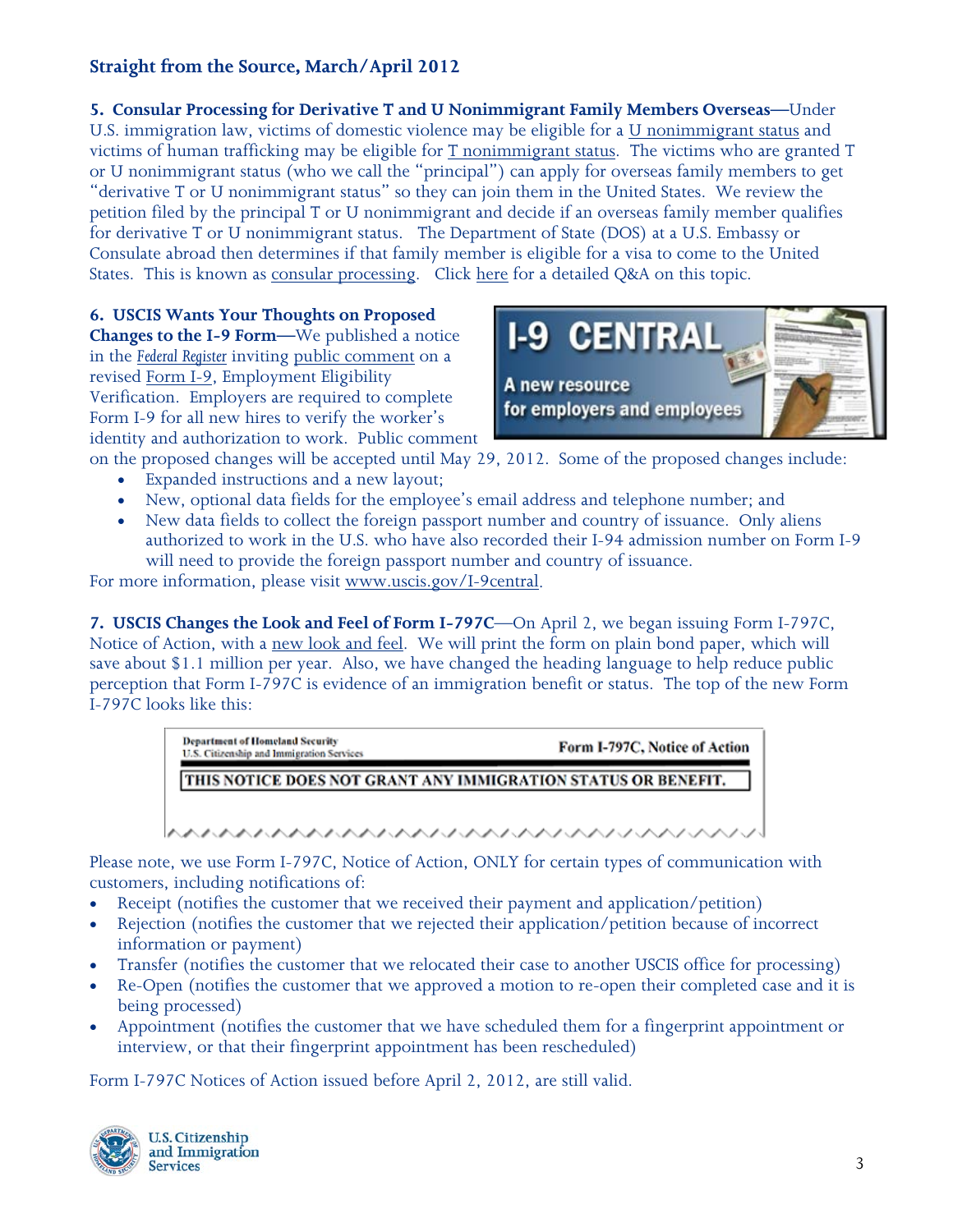**5. Consular Processing for Derivative T and U Nonimmigrant Family Members Overseas—**Under U.S. immigration law, victims of domestic violence may be eligible for a U nonimmigrant status and victims of human trafficking may be eligible for T nonimmigrant status. The victims who are granted T or U nonimmigrant status (who we call the "principal") can apply for overseas family members to get "derivative T or U nonimmigrant status" so they can join them in the United States. We review the petition filed by the principal T or U nonimmigrant and decide if an overseas family member qualifies for derivative T or U nonimmigrant status. The Department of State (DOS) at a U.S. Embassy or Consulate abroad then determines if that family member is eligible for a visa to come to the United States. This is known as consular processing. Click here for a detailed Q&A on this topic.

**6. USCIS Wants Your Thoughts on Proposed Changes to the I-9 Form—**We published a notice in the *Federal Register* inviting public comment on a revised Form I-9, Employment Eligibility Verification. Employers are required to complete Form I-9 for all new hires to verify the worker's identity and authorization to work. Public comment on the proposed changes will be accepted until May 29, 2012. Some of the proposed changes include:

- Expanded instructions and a new layout;
- New, optional data fields for the employee's email address and telephone number; and
- New data fields to collect the foreign passport number and country of issuance. Only aliens authorized to work in the U.S. who have also recorded their I-94 admission number on Form I-9 will need to provide the foreign passport number and country of issuance.

For more information, please visit www.uscis.gov/I-9central.

**7. USCIS Changes the Look and Feel of Form I-797C—**On April 2, we began issuing Form I-797C, Notice of Action, with a new look and feel. We will print the form on plain bond paper, which will save about $1.1 million per year. Also, we have changed the heading language to help reduce public perception that Form I-797C is evidence of an immigration benefit or status. The top of the new Form I-797C looks like this:

Department of Homeland Security
U.S. Citizenship and Immigration Services

Form I-797C, Notice of Action

THIS NOTICE DOES NOT GRANT ANY IMMIGRATION STATUS OR BENEFIT.

Please note, we use Form I-797C, Notice of Action, ONLY for certain types of communication with customers, including notifications of:

- Receipt (notifies the customer that we received their payment and application/petition)
- Rejection (notifies the customer that we rejected their application/petition because of incorrect information or payment)
- Transfer (notifies the customer that we relocated their case to another USCIS office for processing)
- Re-Open (notifies the customer that we approved a motion to re-open their completed case and it is being processed)
- Appointment (notifies the customer that we have scheduled them for a fingerprint appointment or interview, or that their fingerprint appointment has been rescheduled)

Form I-797C Notices of Action issued before April 2, 2012, are still valid.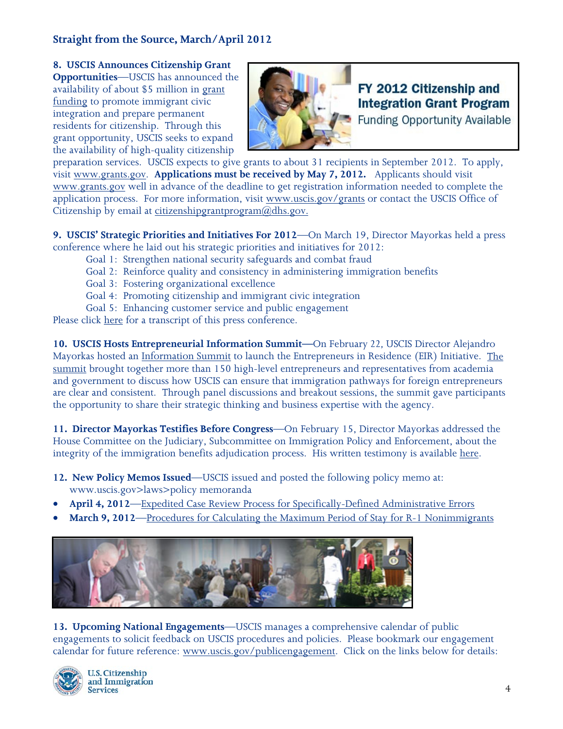**8. USCIS Announces Citizenship Grant Opportunities**—USCIS has announced the availability of about $5 million in grant funding to promote immigrant civic integration and prepare permanent residents for citizenship. Through this grant opportunity, USCIS seeks to expand the availability of high-quality citizenship preparation services. USCIS expects to give grants to about 31 recipients in September 2012. To apply, visit www.grants.gov. **Applications must be received by May 7, 2012.** Applicants should visit www.grants.gov well in advance of the deadline to get registration information needed to complete the application process. For more information, visit www.uscis.gov/grants or contact the USCIS Office of Citizenship by email at citizenshipgrantprogram@dhs.gov.

**FY 2012 Citizenship and Integration Grant Program**
Funding Opportunity Available

**9. USCIS' Strategic Priorities and Initiatives For 2012**—On March 19, Director Mayorkas held a press conference where he laid out his strategic priorities and initiatives for 2012:

- Goal 1: Strengthen national security safeguards and combat fraud
- Goal 2: Reinforce quality and consistency in administering immigration benefits
- Goal 3: Fostering organizational excellence
- Goal 4: Promoting citizenship and immigrant civic integration
- Goal 5: Enhancing customer service and public engagement

Please click here for a transcript of this press conference.

**10. USCIS Hosts Entrepreneurial Information Summit**—On February 22, USCIS Director Alejandro Mayorkas hosted an Information Summit to launch the Entrepreneurs in Residence (EIR) Initiative. The summit brought together more than 150 high-level entrepreneurs and representatives from academia and government to discuss how USCIS can ensure that immigration pathways for foreign entrepreneurs are clear and consistent. Through panel discussions and breakout sessions, the summit gave participants the opportunity to share their strategic thinking and business expertise with the agency.

**11. Director Mayorkas Testifies Before Congress**—On February 15, Director Mayorkas addressed the House Committee on the Judiciary, Subcommittee on Immigration Policy and Enforcement, about the integrity of the immigration benefits adjudication process. His written testimony is available here.

**12. New Policy Memos Issued**—USCIS issued and posted the following policy memo at: www.uscis.gov>laws>policy memoranda

- **April 4, 2012**—Expedited Case Review Process for Specifically-Defined Administrative Errors
- **March 9, 2012**—Procedures for Calculating the Maximum Period of Stay for R-1 Nonimmigrants

**13. Upcoming National Engagements**—USCIS manages a comprehensive calendar of public engagements to solicit feedback on USCIS procedures and policies. Please bookmark our engagement calendar for future reference: www.uscis.gov/publicengagement. Click on the links below for details: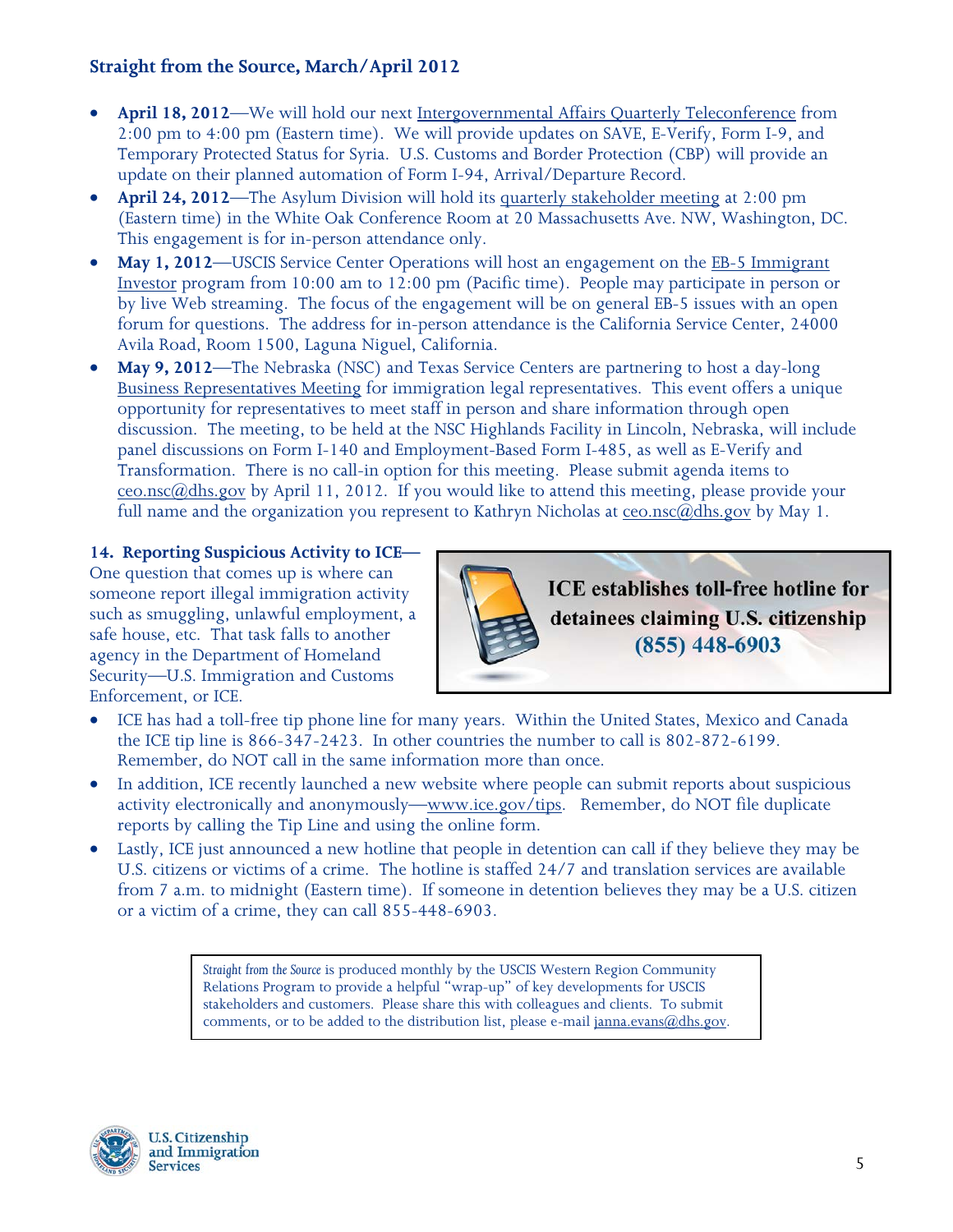- **April 18, 2012**—We will hold our next Intergovernmental Affairs Quarterly Teleconference from 2:00 pm to 4:00 pm (Eastern time). We will provide updates on SAVE, E-Verify, Form I-9, and Temporary Protected Status for Syria. U.S. Customs and Border Protection (CBP) will provide an update on their planned automation of Form I-94, Arrival/Departure Record.
- **April 24, 2012**—The Asylum Division will hold its quarterly stakeholder meeting at 2:00 pm (Eastern time) in the White Oak Conference Room at 20 Massachusetts Ave. NW, Washington, DC. This engagement is for in-person attendance only.
- **May 1, 2012**—USCIS Service Center Operations will host an engagement on the EB-5 Immigrant Investor program from 10:00 am to 12:00 pm (Pacific time). People may participate in person or by live Web streaming. The focus of the engagement will be on general EB-5 issues with an open forum for questions. The address for in-person attendance is the California Service Center, 24000 Avila Road, Room 1500, Laguna Niguel, California.
- **May 9, 2012**—The Nebraska (NSC) and Texas Service Centers are partnering to host a day-long Business Representatives Meeting for immigration legal representatives. This event offers a unique opportunity for representatives to meet staff in person and share information through open discussion. The meeting, to be held at the NSC Highlands Facility in Lincoln, Nebraska, will include panel discussions on Form I-140 and Employment-Based Form I-485, as well as E-Verify and Transformation. There is no call-in option for this meeting. Please submit agenda items to ceo.nsc@dhs.gov by April 11, 2012. If you would like to attend this meeting, please provide your full name and the organization you represent to Kathryn Nicholas at ceo.nsc@dhs.gov by May 1.

**14. Reporting Suspicious Activity to ICE**—One question that comes up is where can someone report illegal immigration activity such as smuggling, unlawful employment, a safe house, etc. That task falls to another agency in the Department of Homeland Security—U.S. Immigration and Customs Enforcement, or ICE.

**ICE establishes toll-free hotline for detainees claiming U.S. citizenship (855) 448-6903**

- ICE has had a toll-free tip phone line for many years. Within the United States, Mexico and Canada the ICE tip line is 866-347-2423. In other countries the number to call is 802-872-6199. Remember, do NOT call in the same information more than once.
- In addition, ICE recently launched a new website where people can submit reports about suspicious activity electronically and anonymously—www.ice.gov/tips. Remember, do NOT file duplicate reports by calling the Tip Line and using the online form.
- Lastly, ICE just announced a new hotline that people in detention can call if they believe they may be U.S. citizens or victims of a crime. The hotline is staffed 24/7 and translation services are available from 7 a.m. to midnight (Eastern time). If someone in detention believes they may be a U.S. citizen or a victim of a crime, they can call 855-448-6903.

*Straight from the Source* is produced monthly by the USCIS Western Region Community Relations Program to provide a helpful "wrap-up" of key developments for USCIS stakeholders and customers. Please share this with colleagues and clients. To submit comments, or to be added to the distribution list, please e-mail janna.evans@dhs.gov.